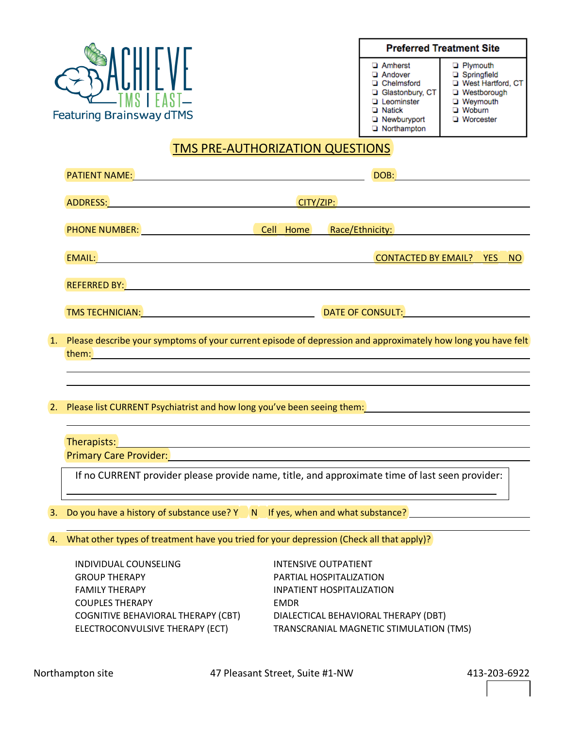ACHIEVE TMS | EAST
Featuring Brainsway dTMS

**Preferred Treatment Site**

| | |
|---|---|
| ❑ Amherst | ❑ Plymouth |
| ❑ Andover | ❑ Springfield |
| ❑ Chelmsford | ❑ West Hartford, CT |
| ❑ Glastonbury, CT | ❑ Westborough |
| ❑ Leominster | ❑ Weymouth |
| ❑ Natick | ❑ Woburn |
| ❑ Newburyport | ❑ Worcester |
| ❑ Northampton | |

# TMS PRE-AUTHORIZATION QUESTIONS

PATIENT NAME: ______________________________ DOB: ______________

ADDRESS: ______________________________ CITY/ZIP: ______________

PHONE NUMBER: ______________ Cell Home Race/Ethnicity: ______________

EMAIL: ______________________________ CONTACTED BY EMAIL? YES NO

REFERRED BY: ______________________________

TMS TECHNICIAN: ______________________ DATE OF CONSULT: ______________

1. Please describe your symptoms of your current episode of depression and approximately how long you have felt them: ______________________________

2. Please list CURRENT Psychiatrist and how long you've been seeing them: ______________________________

   Therapists: ______________________________
   Primary Care Provider: ______________________________

   If no CURRENT provider please provide name, title, and approximate time of last seen provider: ______________________________

3. Do you have a history of substance use? Y N If yes, when and what substance? ______________________________

4. What other types of treatment have you tried for your depression (Check all that apply)?

   - INDIVIDUAL COUNSELING
   - GROUP THERAPY
   - FAMILY THERAPY
   - COUPLES THERAPY
   - COGNITIVE BEHAVIORAL THERAPY (CBT)
   - ELECTROCONVULSIVE THERAPY (ECT)
   - INTENSIVE OUTPATIENT
   - PARTIAL HOSPITALIZATION
   - INPATIENT HOSPITALIZATION
   - EMDR
   - DIALECTICAL BEHAVIORAL THERAPY (DBT)
   - TRANSCRANIAL MAGNETIC STIMULATION (TMS)

Northampton site 47 Pleasant Street, Suite #1-NW 413-203-6922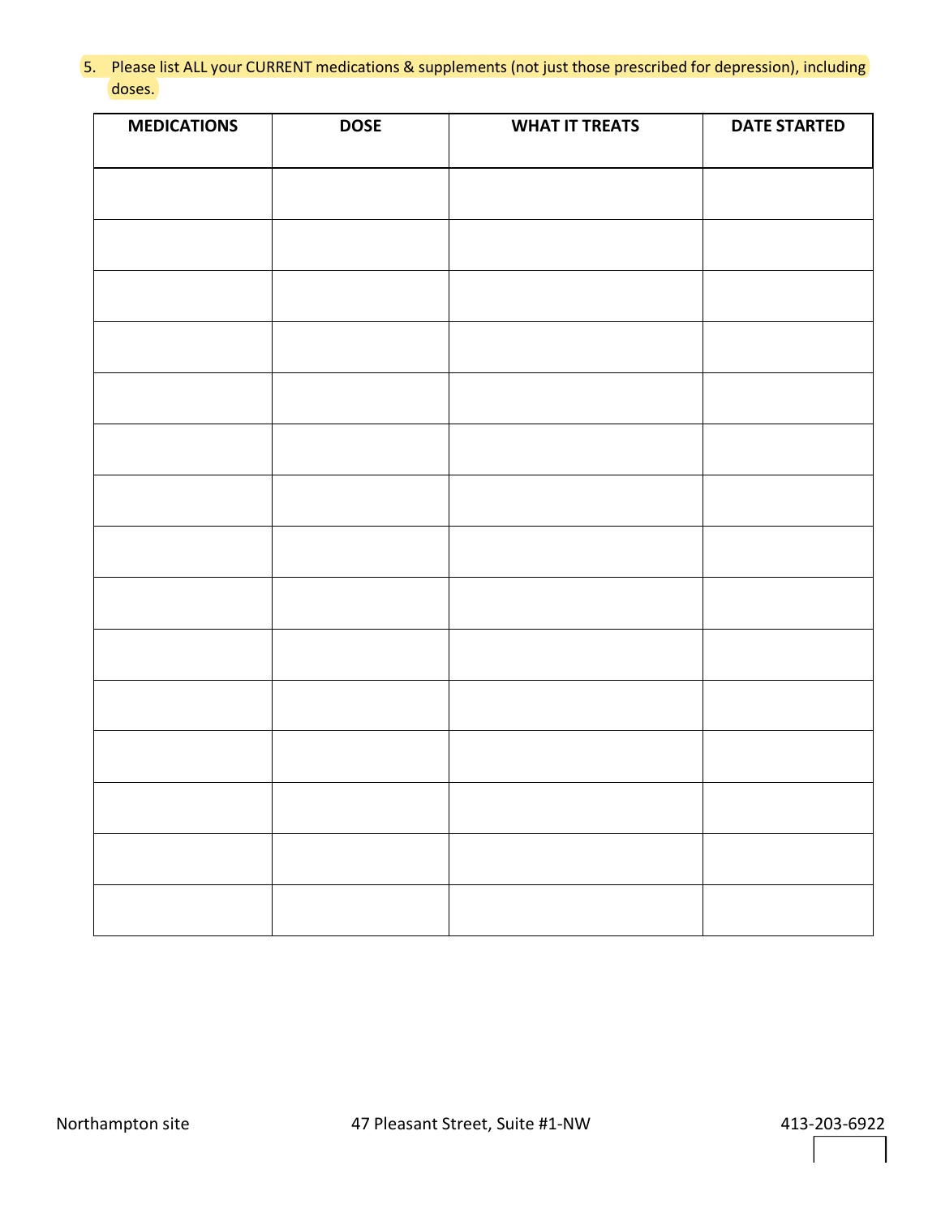5. Please list ALL your CURRENT medications & supplements (not just those prescribed for depression), including doses.

| MEDICATIONS | DOSE | WHAT IT TREATS | DATE STARTED |
| --- | --- | --- | --- |
| | | | |
| | | | |
| | | | |
| | | | |
| | | | |
| | | | |
| | | | |
| | | | |
| | | | |
| | | | |
| | | | |
| | | | |
| | | | |
| | | | |
| | | | |

Northampton site 47 Pleasant Street, Suite #1-NW 413-203-6922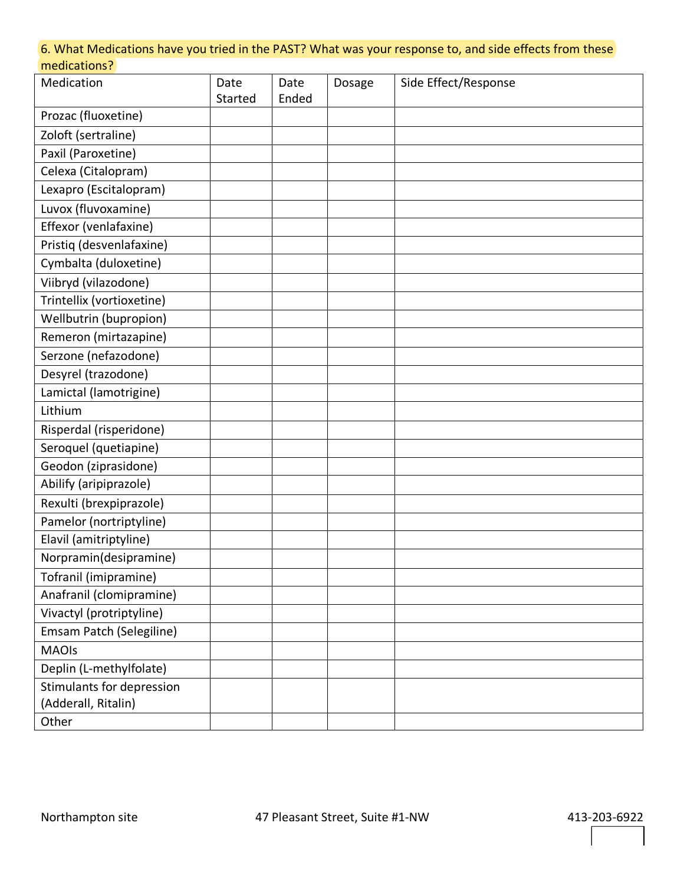6. What Medications have you tried in the PAST? What was your response to, and side effects from these medications?

| Medication | Date Started | Date Ended | Dosage | Side Effect/Response |
|---|---|---|---|---|
| Prozac (fluoxetine) | | | | |
| Zoloft (sertraline) | | | | |
| Paxil (Paroxetine) | | | | |
| Celexa (Citalopram) | | | | |
| Lexapro (Escitalopram) | | | | |
| Luvox (fluvoxamine) | | | | |
| Effexor (venlafaxine) | | | | |
| Pristiq (desvenlafaxine) | | | | |
| Cymbalta (duloxetine) | | | | |
| Viibryd (vilazodone) | | | | |
| Trintellix (vortioxetine) | | | | |
| Wellbutrin (bupropion) | | | | |
| Remeron (mirtazapine) | | | | |
| Serzone (nefazodone) | | | | |
| Desyrel (trazodone) | | | | |
| Lamictal (lamotrigine) | | | | |
| Lithium | | | | |
| Risperdal (risperidone) | | | | |
| Seroquel (quetiapine) | | | | |
| Geodon (ziprasidone) | | | | |
| Abilify (aripiprazole) | | | | |
| Rexulti (brexpiprazole) | | | | |
| Pamelor (nortriptyline) | | | | |
| Elavil (amitriptyline) | | | | |
| Norpramin(desipramine) | | | | |
| Tofranil (imipramine) | | | | |
| Anafranil (clomipramine) | | | | |
| Vivactyl (protriptyline) | | | | |
| Emsam Patch (Selegiline) | | | | |
| MAOIs | | | | |
| Deplin (L-methylfolate) | | | | |
| Stimulants for depression (Adderall, Ritalin) | | | | |
| Other | | | | |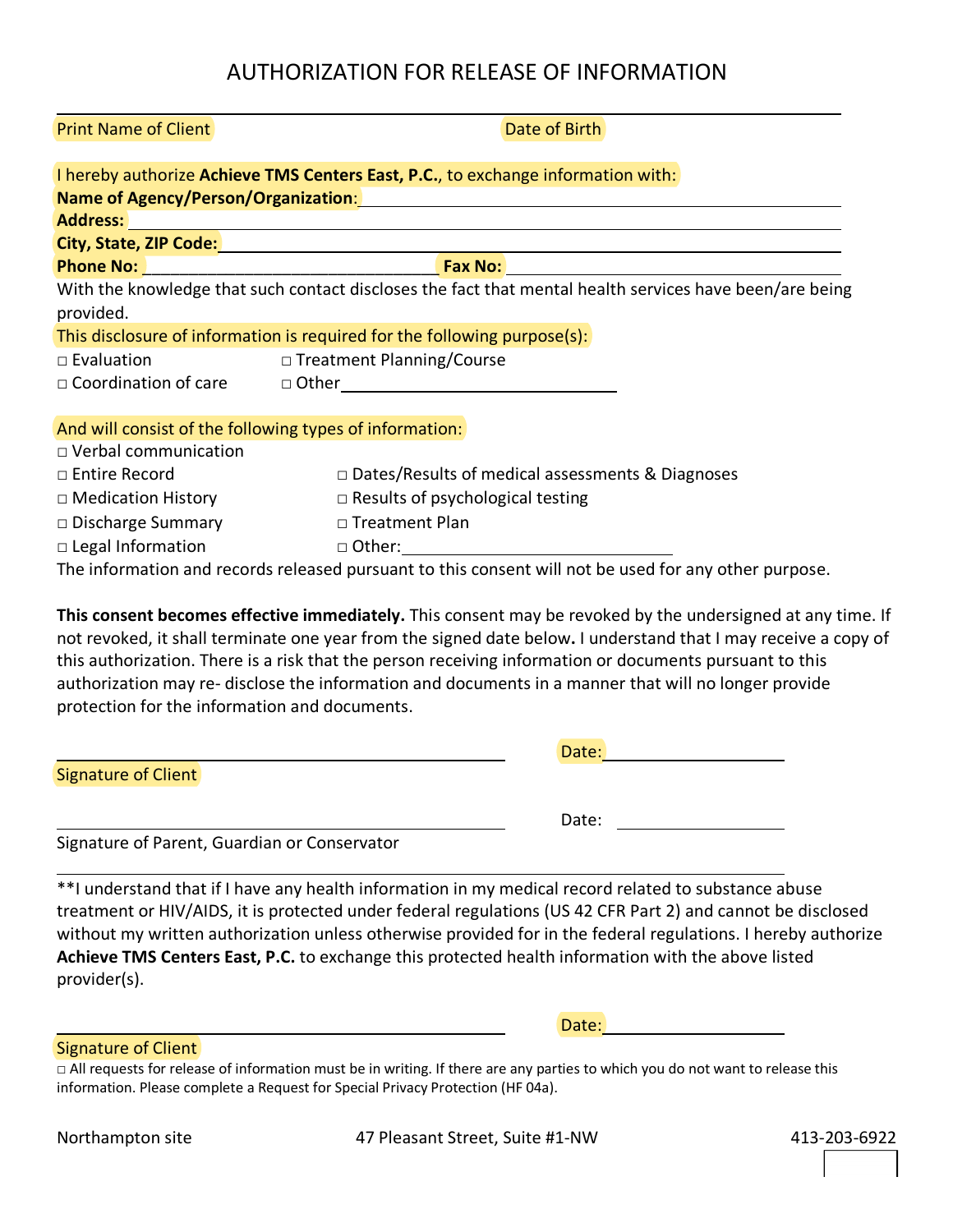# AUTHORIZATION FOR RELEASE OF INFORMATION

Print Name of Client ____________________ Date of Birth ____________________

I hereby authorize **Achieve TMS Centers East, P.C.**, to exchange information with:

**Name of Agency/Person/Organization**: ____________________

**Address:** ____________________

**City, State, ZIP Code:** ____________________

**Phone No:** ____________________ **Fax No:** ____________________

With the knowledge that such contact discloses the fact that mental health services have been/are being provided.

This disclosure of information is required for the following purpose(s):

- □ Evaluation
- □ Treatment Planning/Course
- □ Coordination of care
- □ Other ____________________

And will consist of the following types of information:

- □ Verbal communication
- □ Entire Record
- □ Dates/Results of medical assessments & Diagnoses
- □ Medication History
- □ Results of psychological testing
- □ Discharge Summary
- □ Treatment Plan
- □ Legal Information
- □ Other: ____________________

The information and records released pursuant to this consent will not be used for any other purpose.

**This consent becomes effective immediately.** This consent may be revoked by the undersigned at any time. If not revoked, it shall terminate one year from the signed date below**.** I understand that I may receive a copy of this authorization. There is a risk that the person receiving information or documents pursuant to this authorization may re- disclose the information and documents in a manner that will no longer provide protection for the information and documents.

____________________ Date: ____________________

Signature of Client

____________________ Date: ____________________

Signature of Parent, Guardian or Conservator

**I understand that if I have any health information in my medical record related to substance abuse treatment or HIV/AIDS, it is protected under federal regulations (US 42 CFR Part 2) and cannot be disclosed without my written authorization unless otherwise provided for in the federal regulations. I hereby authorize **Achieve TMS Centers East, P.C.** to exchange this protected health information with the above listed provider(s).

____________________ Date: ____________________

Signature of Client

□ All requests for release of information must be in writing. If there are any parties to which you do not want to release this information. Please complete a Request for Special Privacy Protection (HF 04a).

Northampton site 47 Pleasant Street, Suite #1-NW 413-203-6922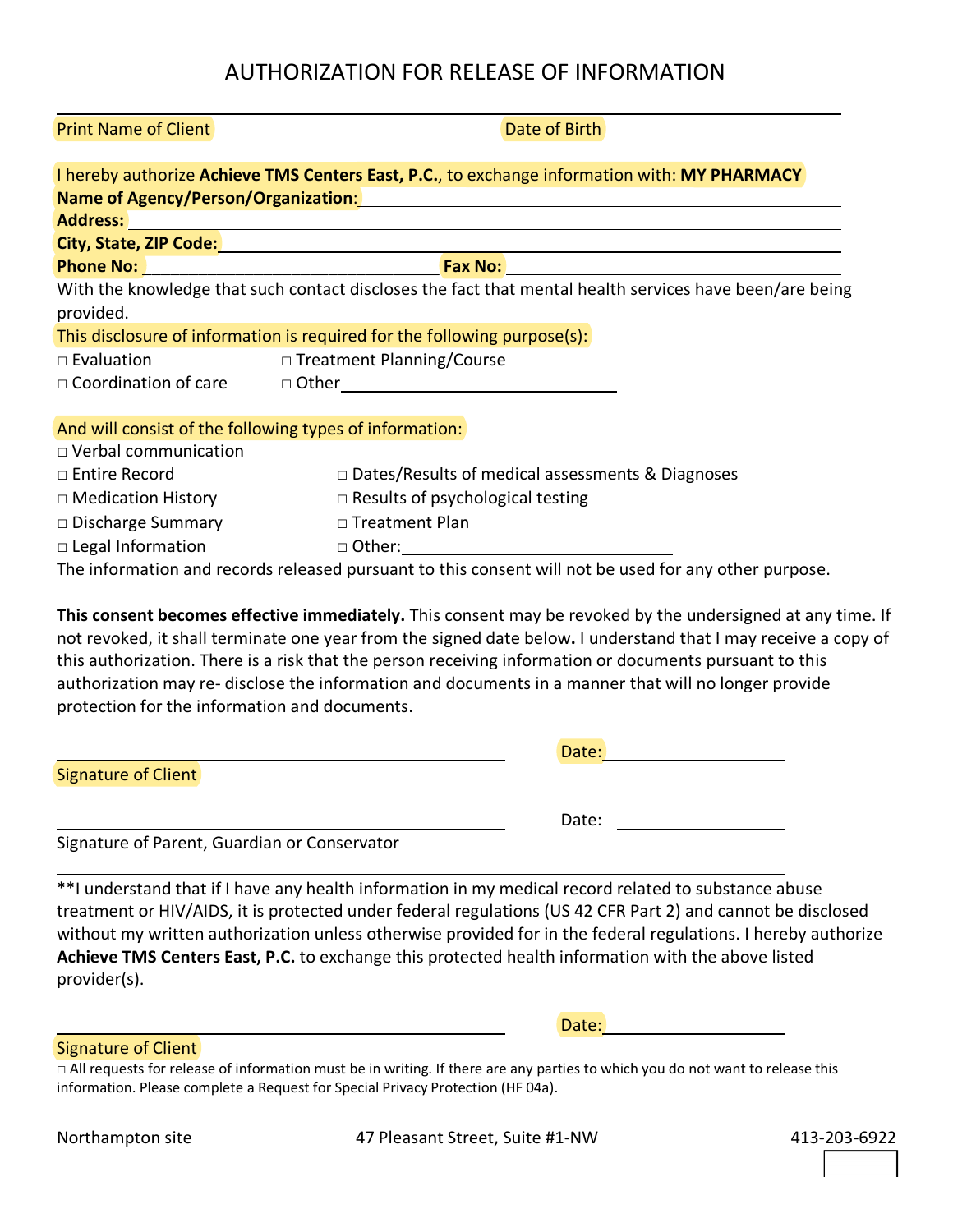# AUTHORIZATION FOR RELEASE OF INFORMATION

Print Name of Client ______________________________ Date of Birth ______________

I hereby authorize **Achieve TMS Centers East, P.C.**, to exchange information with: **MY PHARMACY**

**Name of Agency/Person/Organization**: ______________________________

**Address:** ______________________________

**City, State, ZIP Code:** ______________________________

**Phone No:** ______________________________ **Fax No:** ______________________________

With the knowledge that such contact discloses the fact that mental health services have been/are being provided.

This disclosure of information is required for the following purpose(s):

□ Evaluation □ Treatment Planning/Course

□ Coordination of care □ Other ______________________________

And will consist of the following types of information:

□ Verbal communication

□ Entire Record □ Dates/Results of medical assessments & Diagnoses

□ Medication History □ Results of psychological testing

□ Discharge Summary □ Treatment Plan

□ Legal Information □ Other: ______________________________

The information and records released pursuant to this consent will not be used for any other purpose.

**This consent becomes effective immediately.** This consent may be revoked by the undersigned at any time. If not revoked, it shall terminate one year from the signed date below**.** I understand that I may receive a copy of this authorization. There is a risk that the person receiving information or documents pursuant to this authorization may re- disclose the information and documents in a manner that will no longer provide protection for the information and documents.

______________________________ Date: ______________

Signature of Client

______________________________ Date: ______________

Signature of Parent, Guardian or Conservator

**I understand that if I have any health information in my medical record related to substance abuse treatment or HIV/AIDS, it is protected under federal regulations (US 42 CFR Part 2) and cannot be disclosed without my written authorization unless otherwise provided for in the federal regulations. I hereby authorize **Achieve TMS Centers East, P.C.** to exchange this protected health information with the above listed provider(s).

______________________________ Date: ______________

Signature of Client

□ All requests for release of information must be in writing. If there are any parties to which you do not want to release this information. Please complete a Request for Special Privacy Protection (HF 04a).

Northampton site 47 Pleasant Street, Suite #1-NW 413-203-6922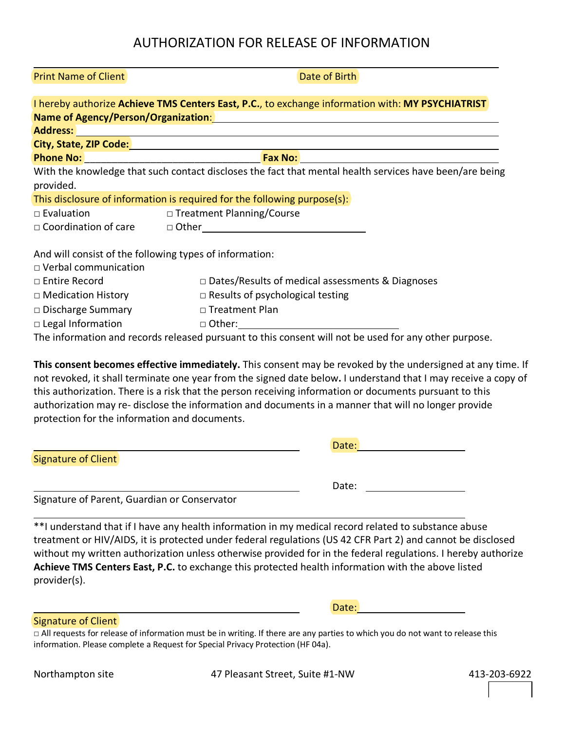// AUTHORIZATION FOR RELEASE OF INFORMATION

# AUTHORIZATION FOR RELEASE OF INFORMATION

Print Name of Client Date of Birth

I hereby authorize **Achieve TMS Centers East, P.C.**, to exchange information with: **MY PSYCHIATRIST**

**Name of Agency/Person/Organization**: ______________________________

**Address:** ______________________________

**City, State, ZIP Code:** ______________________________

**Phone No:** ______________________________ **Fax No:** ______________________________

With the knowledge that such contact discloses the fact that mental health services have been/are being provided.

This disclosure of information is required for the following purpose(s):

- □ Evaluation
- □ Treatment Planning/Course
- □ Coordination of care
- □ Other ______________________________

And will consist of the following types of information:

- □ Verbal communication
- □ Entire Record
- □ Dates/Results of medical assessments & Diagnoses
- □ Medication History
- □ Results of psychological testing
- □ Discharge Summary
- □ Treatment Plan
- □ Legal Information
- □ Other: ______________________________

The information and records released pursuant to this consent will not be used for any other purpose.

**This consent becomes effective immediately.** This consent may be revoked by the undersigned at any time. If not revoked, it shall terminate one year from the signed date below. I understand that I may receive a copy of this authorization. There is a risk that the person receiving information or documents pursuant to this authorization may re- disclose the information and documents in a manner that will no longer provide protection for the information and documents.

______________________________ Date: ______________

Signature of Client

______________________________ Date: ______________

Signature of Parent, Guardian or Conservator

**I understand that if I have any health information in my medical record related to substance abuse treatment or HIV/AIDS, it is protected under federal regulations (US 42 CFR Part 2) and cannot be disclosed without my written authorization unless otherwise provided for in the federal regulations. I hereby authorize **Achieve TMS Centers East, P.C.** to exchange this protected health information with the above listed provider(s).

______________________________ Date: ______________

Signature of Client

□ All requests for release of information must be in writing. If there are any parties to which you do not want to release this information. Please complete a Request for Special Privacy Protection (HF 04a).

Northampton site 47 Pleasant Street, Suite #1-NW 413-203-6922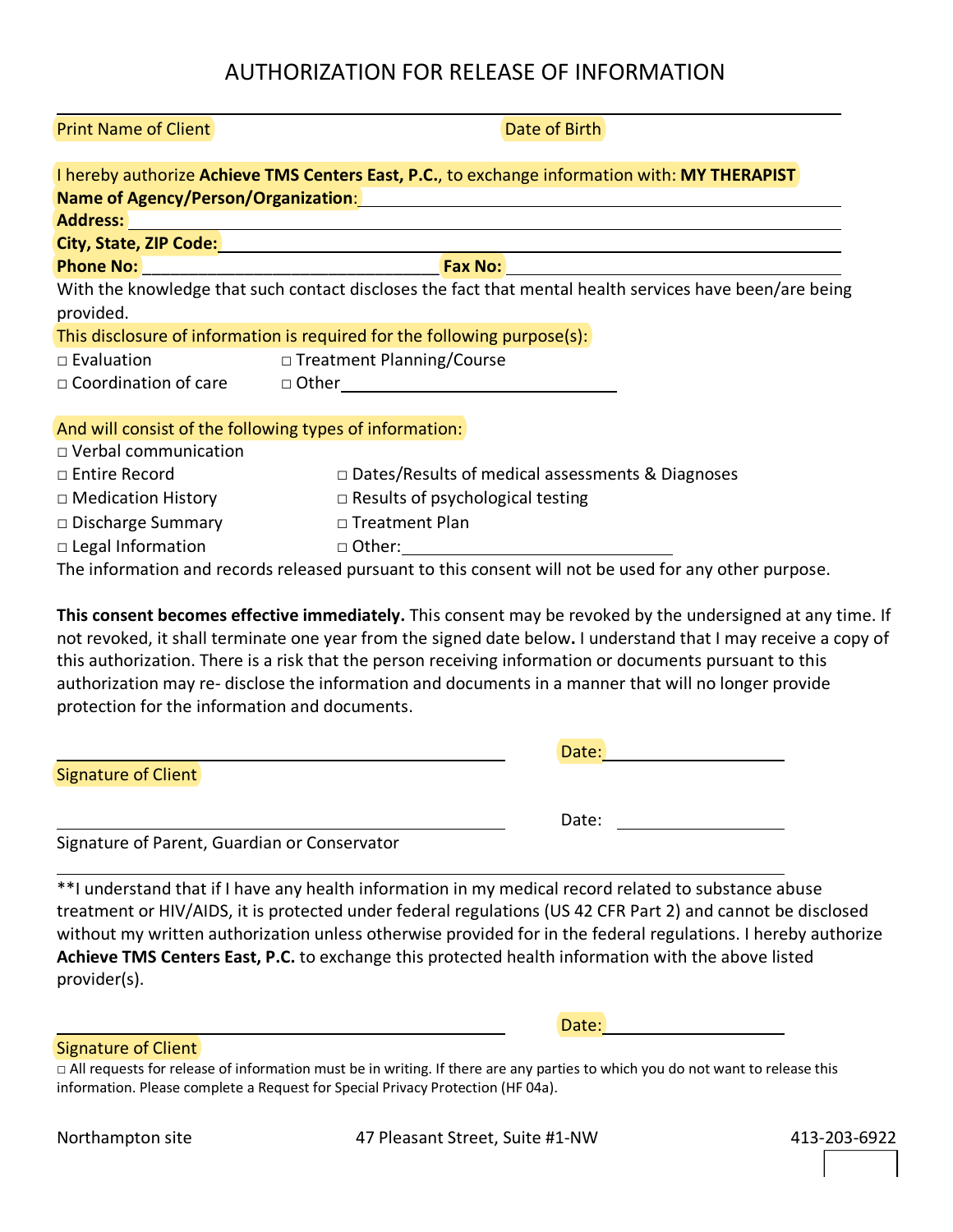# AUTHORIZATION FOR RELEASE OF INFORMATION

Print Name of Client ______________________ Date of Birth ______________________

I hereby authorize **Achieve TMS Centers East, P.C.**, to exchange information with: **MY THERAPIST**

**Name of Agency/Person/Organization**: ______________________

**Address:** ______________________

**City, State, ZIP Code:** ______________________

**Phone No:** ______________________ **Fax No:** ______________________

With the knowledge that such contact discloses the fact that mental health services have been/are being provided.

This disclosure of information is required for the following purpose(s):

□ Evaluation
□ Treatment Planning/Course
□ Coordination of care
□ Other ______________________

And will consist of the following types of information:

□ Verbal communication
□ Entire Record
□ Dates/Results of medical assessments & Diagnoses
□ Medication History
□ Results of psychological testing
□ Discharge Summary
□ Treatment Plan
□ Legal Information
□ Other: ______________________

The information and records released pursuant to this consent will not be used for any other purpose.

**This consent becomes effective immediately.** This consent may be revoked by the undersigned at any time. If not revoked, it shall terminate one year from the signed date below**.** I understand that I may receive a copy of this authorization. There is a risk that the person receiving information or documents pursuant to this authorization may re- disclose the information and documents in a manner that will no longer provide protection for the information and documents.

______________________ Date: ______________________
Signature of Client

______________________ Date: ______________________
Signature of Parent, Guardian or Conservator

**I understand that if I have any health information in my medical record related to substance abuse treatment or HIV/AIDS, it is protected under federal regulations (US 42 CFR Part 2) and cannot be disclosed without my written authorization unless otherwise provided for in the federal regulations. I hereby authorize **Achieve TMS Centers East, P.C.** to exchange this protected health information with the above listed provider(s).

______________________ Date: ______________________
Signature of Client

□ All requests for release of information must be in writing. If there are any parties to which you do not want to release this information. Please complete a Request for Special Privacy Protection (HF 04a).

Northampton site 47 Pleasant Street, Suite #1-NW 413-203-6922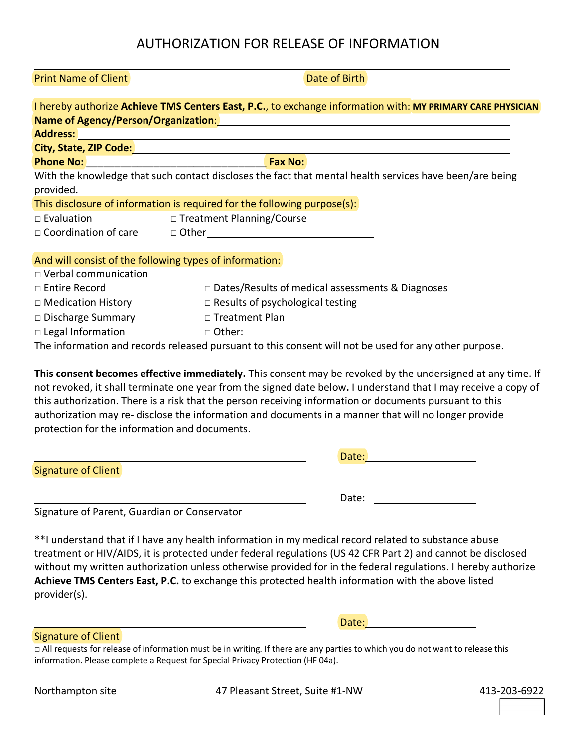# AUTHORIZATION FOR RELEASE OF INFORMATION

Print Name of Client _______________________ Date of Birth _______________________

I hereby authorize **Achieve TMS Centers East, P.C.**, to exchange information with: **MY PRIMARY CARE PHYSICIAN**

**Name of Agency/Person/Organization**: _______________________

**Address:** _______________________

**City, State, ZIP Code:** _______________________

**Phone No:** _______________________ **Fax No:** _______________________

With the knowledge that such contact discloses the fact that mental health services have been/are being provided.

This disclosure of information is required for the following purpose(s):

- □ Evaluation
- □ Treatment Planning/Course
- □ Coordination of care
- □ Other _______________________

And will consist of the following types of information:

- □ Verbal communication
- □ Entire Record
- □ Dates/Results of medical assessments & Diagnoses
- □ Medication History
- □ Results of psychological testing
- □ Discharge Summary
- □ Treatment Plan
- □ Legal Information
- □ Other: _______________________

The information and records released pursuant to this consent will not be used for any other purpose.

**This consent becomes effective immediately.** This consent may be revoked by the undersigned at any time. If not revoked, it shall terminate one year from the signed date below**.** I understand that I may receive a copy of this authorization. There is a risk that the person receiving information or documents pursuant to this authorization may re- disclose the information and documents in a manner that will no longer provide protection for the information and documents.

_______________________ Date: _______________________

Signature of Client

_______________________ Date: _______________________

Signature of Parent, Guardian or Conservator

**I understand that if I have any health information in my medical record related to substance abuse treatment or HIV/AIDS, it is protected under federal regulations (US 42 CFR Part 2) and cannot be disclosed without my written authorization unless otherwise provided for in the federal regulations. I hereby authorize **Achieve TMS Centers East, P.C.** to exchange this protected health information with the above listed provider(s).

_______________________ Date: _______________________

Signature of Client

□ All requests for release of information must be in writing. If there are any parties to which you do not want to release this information. Please complete a Request for Special Privacy Protection (HF 04a).

Northampton site | 47 Pleasant Street, Suite #1-NW | 413-203-6922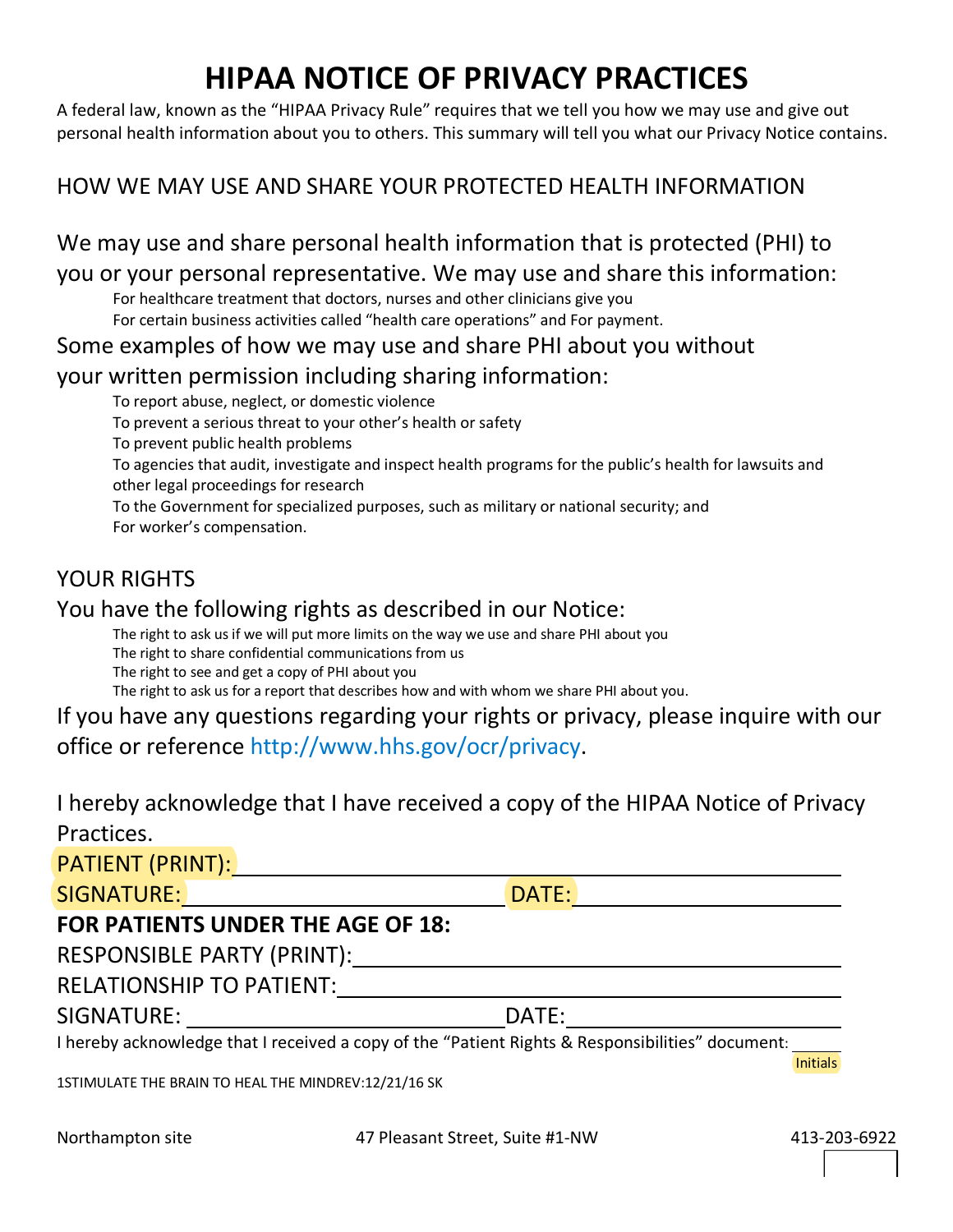# HIPAA NOTICE OF PRIVACY PRACTICES

A federal law, known as the "HIPAA Privacy Rule" requires that we tell you how we may use and give out personal health information about you to others. This summary will tell you what our Privacy Notice contains.

## HOW WE MAY USE AND SHARE YOUR PROTECTED HEALTH INFORMATION

We may use and share personal health information that is protected (PHI) to you or your personal representative. We may use and share this information:

- For healthcare treatment that doctors, nurses and other clinicians give you
- For certain business activities called "health care operations" and For payment.

Some examples of how we may use and share PHI about you without your written permission including sharing information:

- To report abuse, neglect, or domestic violence
- To prevent a serious threat to your other's health or safety
- To prevent public health problems
- To agencies that audit, investigate and inspect health programs for the public's health for lawsuits and other legal proceedings for research
- To the Government for specialized purposes, such as military or national security; and
- For worker's compensation.

## YOUR RIGHTS

You have the following rights as described in our Notice:

- The right to ask us if we will put more limits on the way we use and share PHI about you
- The right to share confidential communications from us
- The right to see and get a copy of PHI about you
- The right to ask us for a report that describes how and with whom we share PHI about you.

If you have any questions regarding your rights or privacy, please inquire with our office or reference http://www.hhs.gov/ocr/privacy.

I hereby acknowledge that I have received a copy of the HIPAA Notice of Privacy Practices.

PATIENT (PRINT): ____________________________________________

SIGNATURE: ______________________________ DATE: ______________________

**FOR PATIENTS UNDER THE AGE OF 18:**

RESPONSIBLE PARTY (PRINT): ______________________________________

RELATIONSHIP TO PATIENT: ________________________________________

SIGNATURE: ______________________________ DATE: ______________________

I hereby acknowledge that I received a copy of the "Patient Rights & Responsibilities" document: ______ Initials

1STIMULATE THE BRAIN TO HEAL THE MINDREV:12/21/16 SK

Northampton site 47 Pleasant Street, Suite #1-NW 413-203-6922